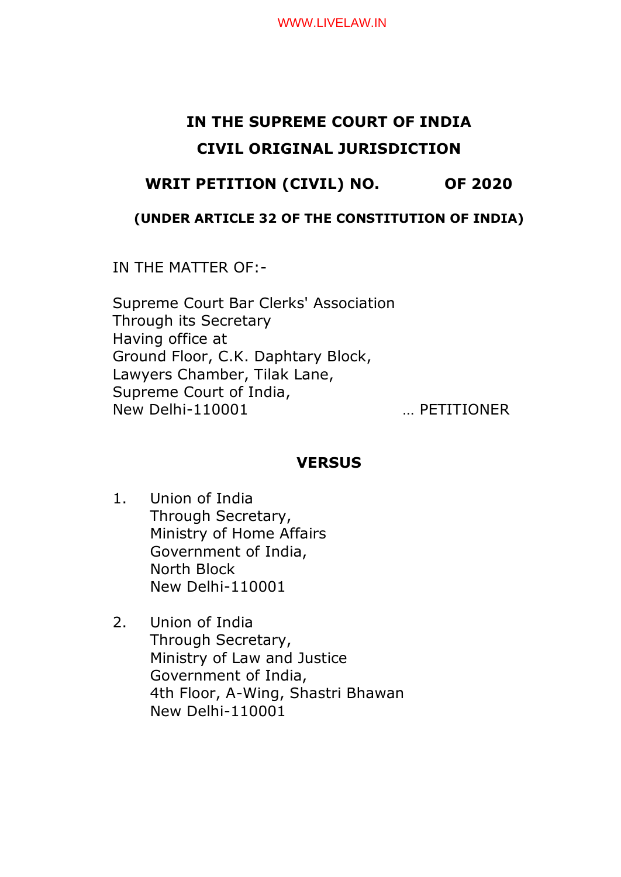**IN THE SUPREME COURT OF INDIA**

**CIVIL ORIGINAL JURISDICTION**

**WRIT PETITION (CIVIL) NO. OF 2020**

**(UNDER ARTICLE 32 OF THE CONSTITUTION OF INDIA)**

IN THE MATTER OF:-

Supreme Court Bar Clerks' Association
Through its Secretary
Having office at
Ground Floor, C.K. Daphtary Block,
Lawyers Chamber, Tilak Lane,
Supreme Court of India,
New Delhi-110001 … PETITIONER

**VERSUS**

1. Union of India
   Through Secretary,
   Ministry of Home Affairs
   Government of India,
   North Block
   New Delhi-110001

2. Union of India
   Through Secretary,
   Ministry of Law and Justice
   Government of India,
   4th Floor, A-Wing, Shastri Bhawan
   New Delhi-110001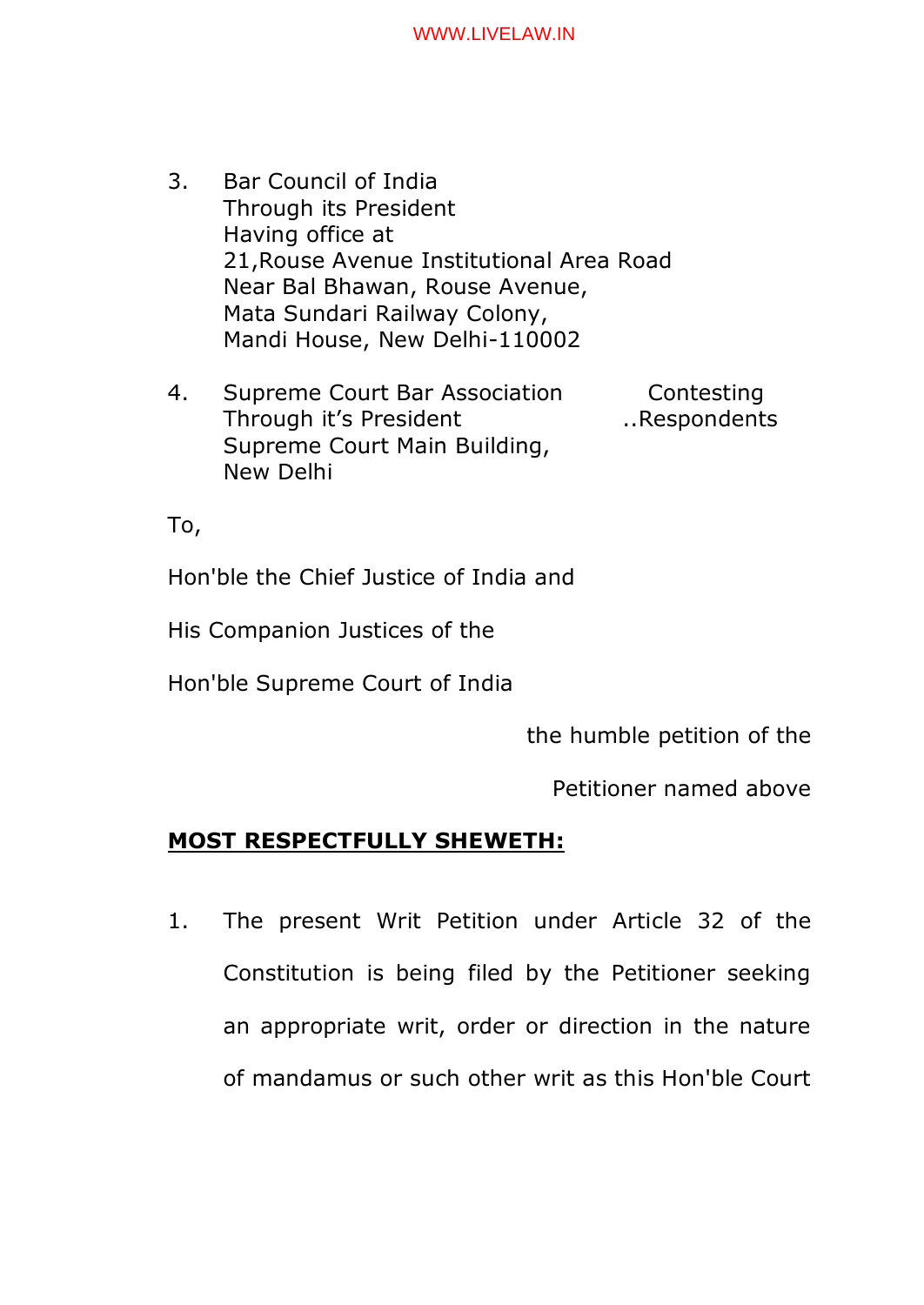3. Bar Council of India
   Through its President
   Having office at
   21,Rouse Avenue Institutional Area Road
   Near Bal Bhawan, Rouse Avenue,
   Mata Sundari Railway Colony,
   Mandi House, New Delhi-110002

4. Supreme Court Bar Association
   Through it's President
   Supreme Court Main Building,
   New Delhi
   
   Contesting ..Respondents

To,

Hon'ble the Chief Justice of India and

His Companion Justices of the

Hon'ble Supreme Court of India

the humble petition of the

Petitioner named above

**MOST RESPECTFULLY SHEWETH:**

1. The present Writ Petition under Article 32 of the Constitution is being filed by the Petitioner seeking an appropriate writ, order or direction in the nature of mandamus or such other writ as this Hon'ble Court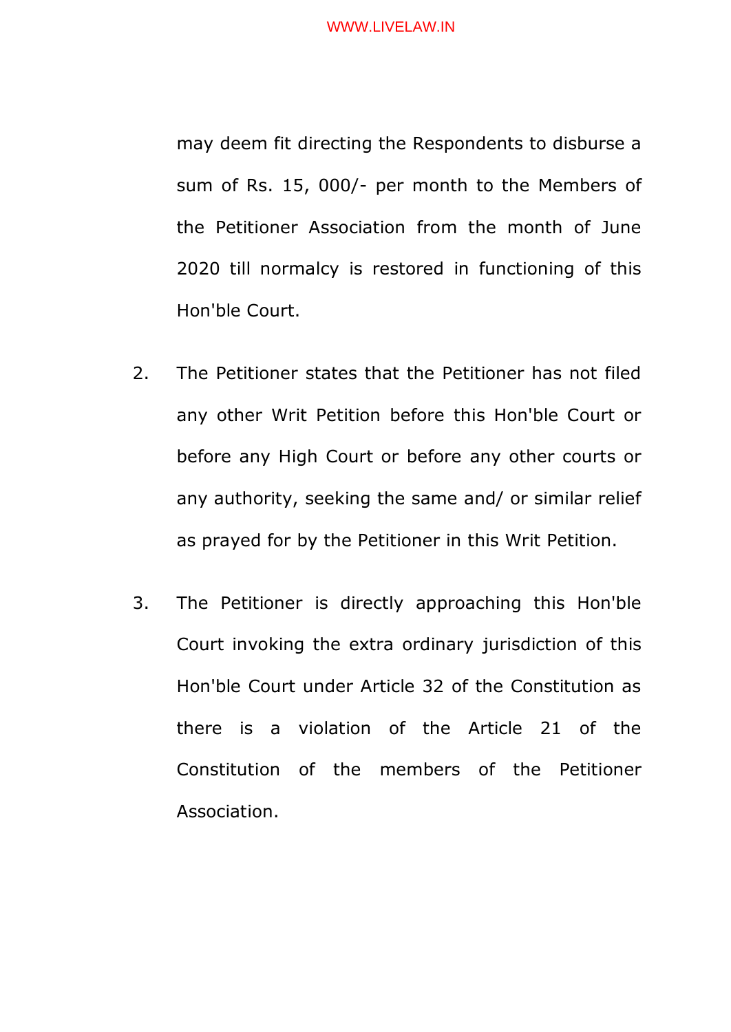may deem fit directing the Respondents to disburse a sum of Rs. 15, 000/- per month to the Members of the Petitioner Association from the month of June 2020 till normalcy is restored in functioning of this Hon'ble Court.

2. The Petitioner states that the Petitioner has not filed any other Writ Petition before this Hon'ble Court or before any High Court or before any other courts or any authority, seeking the same and/ or similar relief as prayed for by the Petitioner in this Writ Petition.

3. The Petitioner is directly approaching this Hon'ble Court invoking the extra ordinary jurisdiction of this Hon'ble Court under Article 32 of the Constitution as there is a violation of the Article 21 of the Constitution of the members of the Petitioner Association.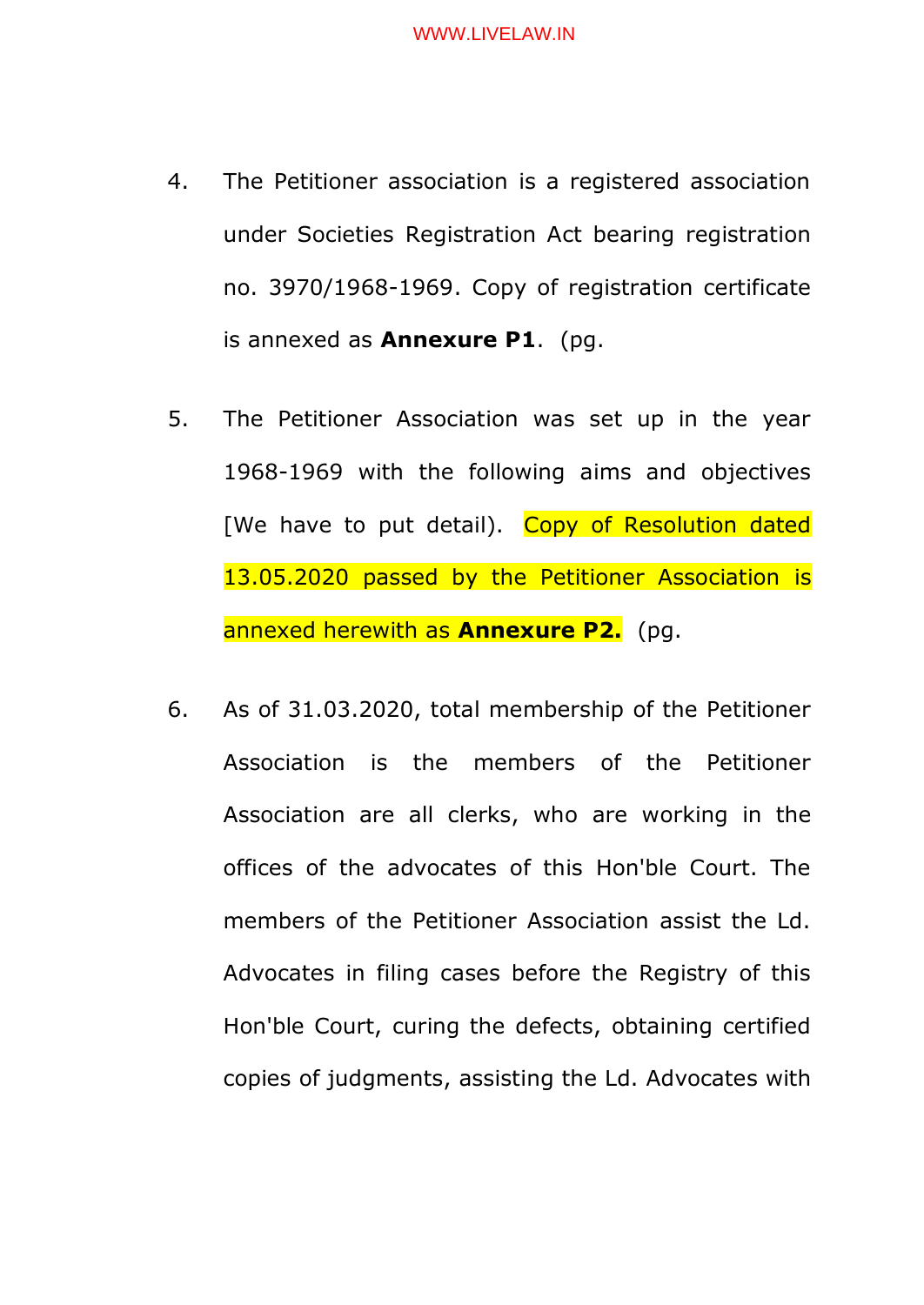4. The Petitioner association is a registered association under Societies Registration Act bearing registration no. 3970/1968-1969. Copy of registration certificate is annexed as **Annexure P1**. (pg.

5. The Petitioner Association was set up in the year 1968-1969 with the following aims and objectives [We have to put detail). Copy of Resolution dated 13.05.2020 passed by the Petitioner Association is annexed herewith as **Annexure P2.** (pg.

6. As of 31.03.2020, total membership of the Petitioner Association is the members of the Petitioner Association are all clerks, who are working in the offices of the advocates of this Hon'ble Court. The members of the Petitioner Association assist the Ld. Advocates in filing cases before the Registry of this Hon'ble Court, curing the defects, obtaining certified copies of judgments, assisting the Ld. Advocates with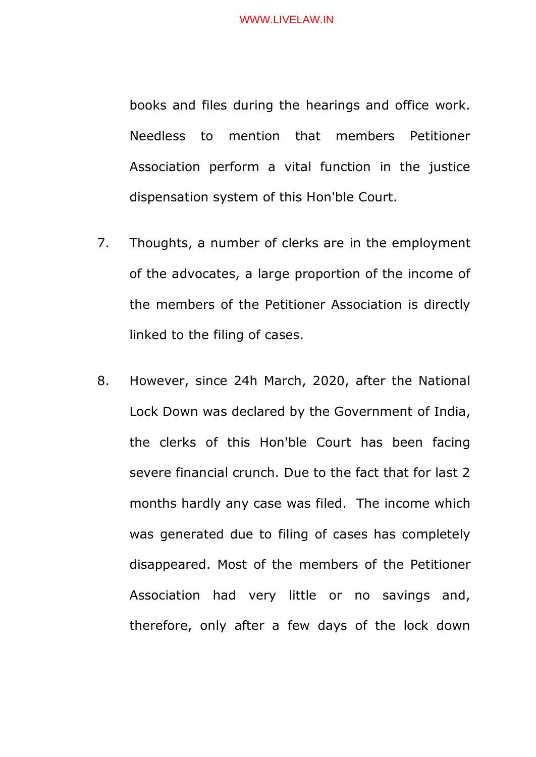books and files during the hearings and office work. Needless to mention that members Petitioner Association perform a vital function in the justice dispensation system of this Hon'ble Court.

7. Thoughts, a number of clerks are in the employment of the advocates, a large proportion of the income of the members of the Petitioner Association is directly linked to the filing of cases.

8. However, since 24h March, 2020, after the National Lock Down was declared by the Government of India, the clerks of this Hon'ble Court has been facing severe financial crunch. Due to the fact that for last 2 months hardly any case was filed. The income which was generated due to filing of cases has completely disappeared. Most of the members of the Petitioner Association had very little or no savings and, therefore, only after a few days of the lock down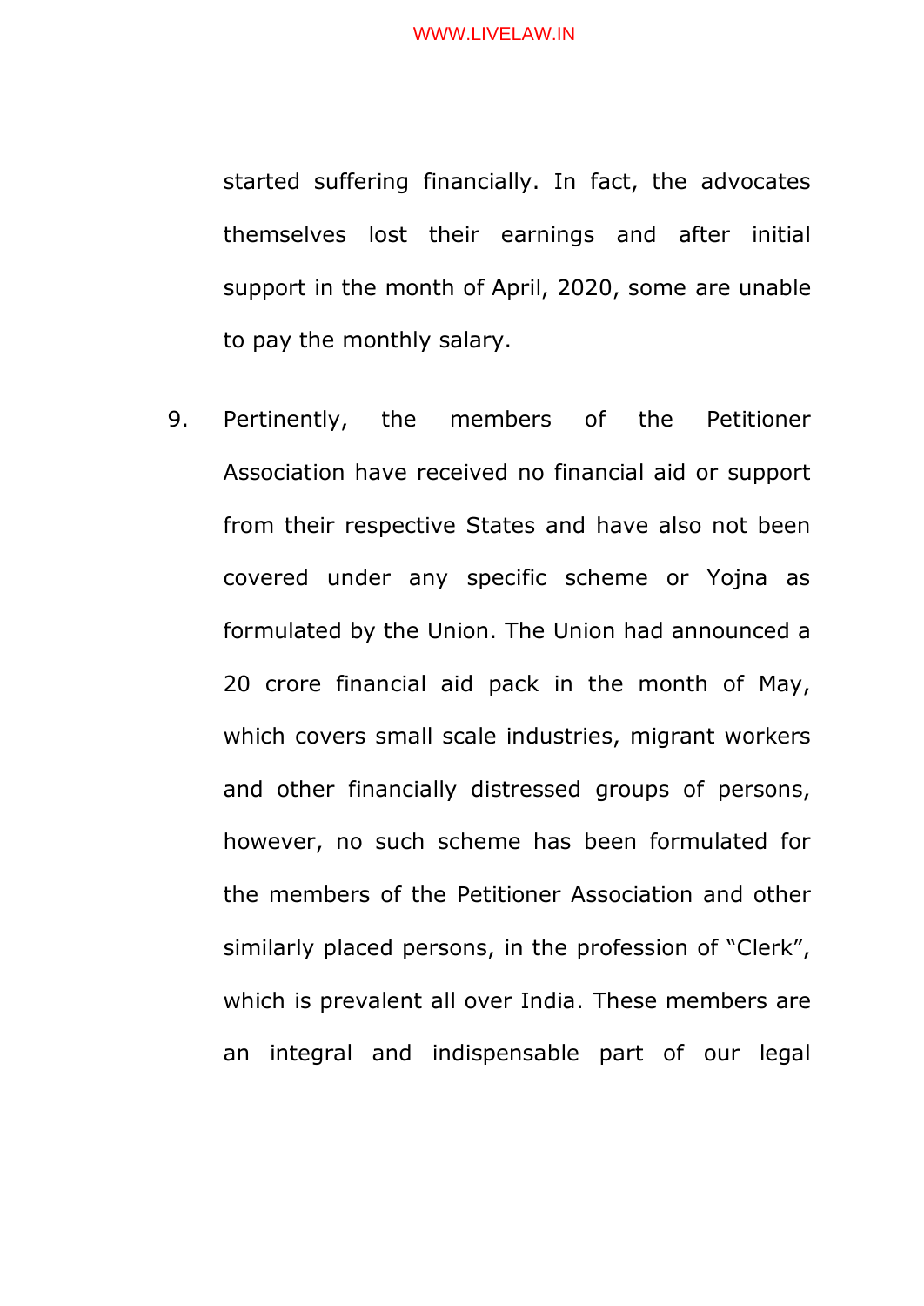started suffering financially. In fact, the advocates themselves lost their earnings and after initial support in the month of April, 2020, some are unable to pay the monthly salary.

9. Pertinently, the members of the Petitioner Association have received no financial aid or support from their respective States and have also not been covered under any specific scheme or Yojna as formulated by the Union. The Union had announced a 20 crore financial aid pack in the month of May, which covers small scale industries, migrant workers and other financially distressed groups of persons, however, no such scheme has been formulated for the members of the Petitioner Association and other similarly placed persons, in the profession of "Clerk", which is prevalent all over India. These members are an integral and indispensable part of our legal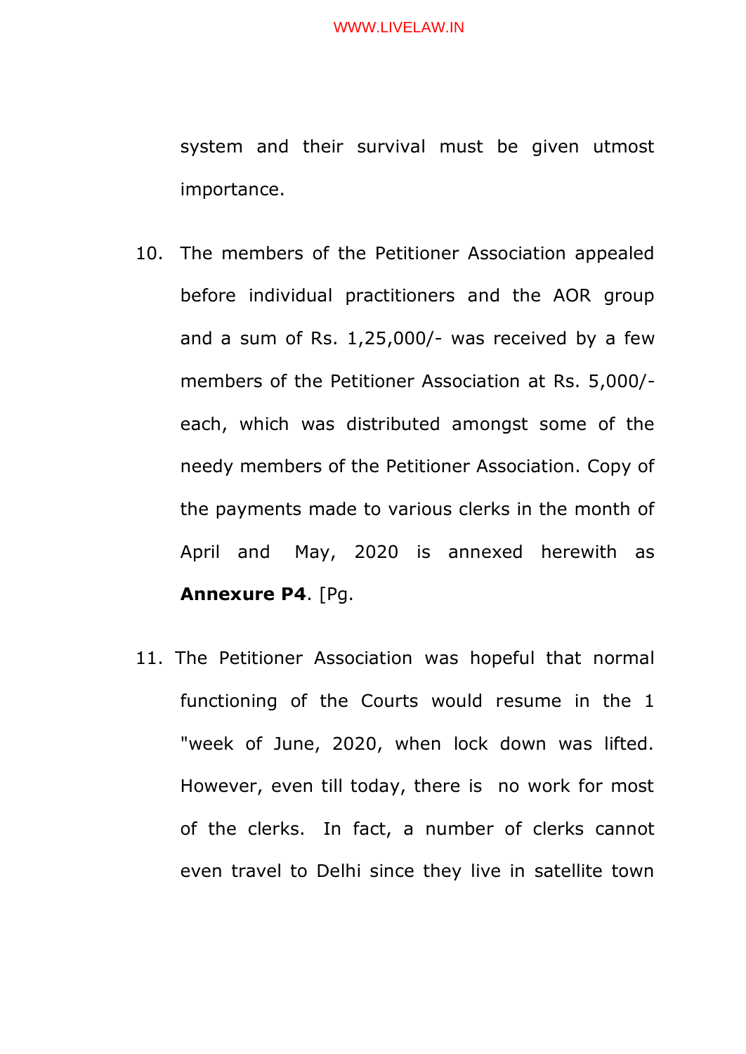system and their survival must be given utmost importance.

10. The members of the Petitioner Association appealed before individual practitioners and the AOR group and a sum of Rs. 1,25,000/- was received by a few members of the Petitioner Association at Rs. 5,000/- each, which was distributed amongst some of the needy members of the Petitioner Association. Copy of the payments made to various clerks in the month of April and May, 2020 is annexed herewith as **Annexure P4**. [Pg.

11. The Petitioner Association was hopeful that normal functioning of the Courts would resume in the 1 "week of June, 2020, when lock down was lifted. However, even till today, there is no work for most of the clerks. In fact, a number of clerks cannot even travel to Delhi since they live in satellite town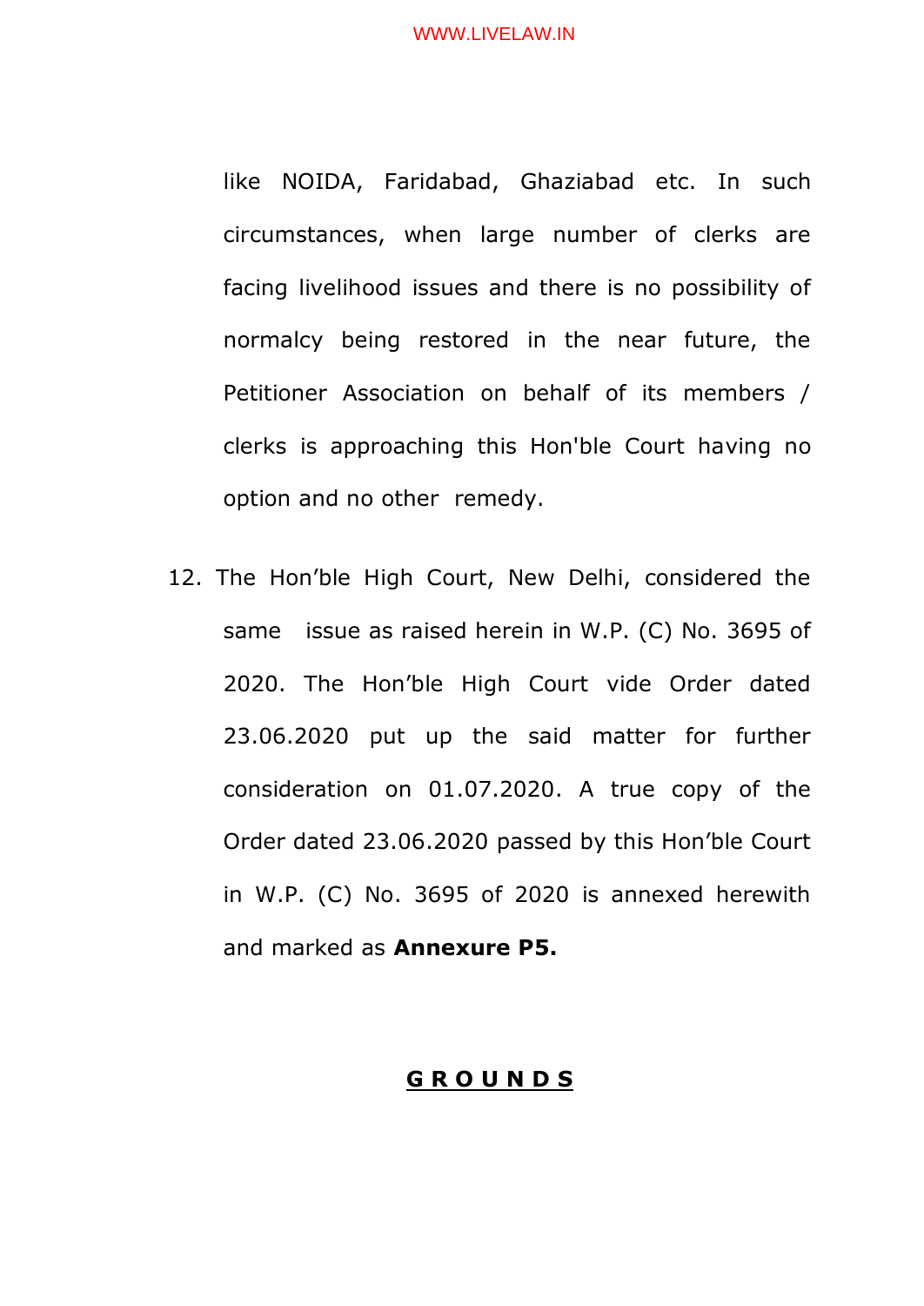like NOIDA, Faridabad, Ghaziabad etc. In such circumstances, when large number of clerks are facing livelihood issues and there is no possibility of normalcy being restored in the near future, the Petitioner Association on behalf of its members / clerks is approaching this Hon'ble Court having no option and no other remedy.

12. The Hon'ble High Court, New Delhi, considered the same issue as raised herein in W.P. (C) No. 3695 of 2020. The Hon'ble High Court vide Order dated 23.06.2020 put up the said matter for further consideration on 01.07.2020. A true copy of the Order dated 23.06.2020 passed by this Hon'ble Court in W.P. (C) No. 3695 of 2020 is annexed herewith and marked as **Annexure P5.**

## G R O U N D S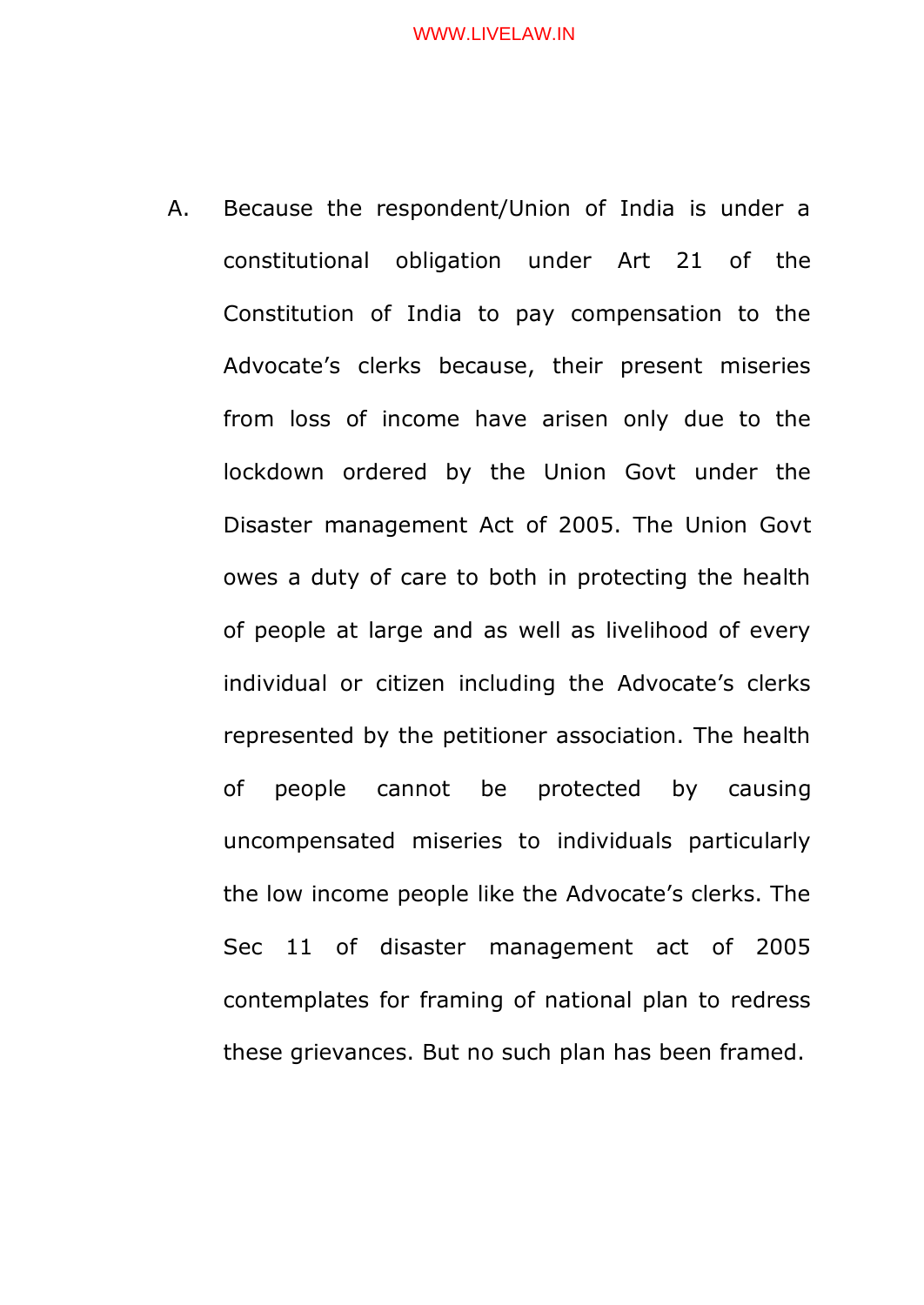A. Because the respondent/Union of India is under a constitutional obligation under Art 21 of the Constitution of India to pay compensation to the Advocate's clerks because, their present miseries from loss of income have arisen only due to the lockdown ordered by the Union Govt under the Disaster management Act of 2005. The Union Govt owes a duty of care to both in protecting the health of people at large and as well as livelihood of every individual or citizen including the Advocate's clerks represented by the petitioner association. The health of people cannot be protected by causing uncompensated miseries to individuals particularly the low income people like the Advocate's clerks. The Sec 11 of disaster management act of 2005 contemplates for framing of national plan to redress these grievances. But no such plan has been framed.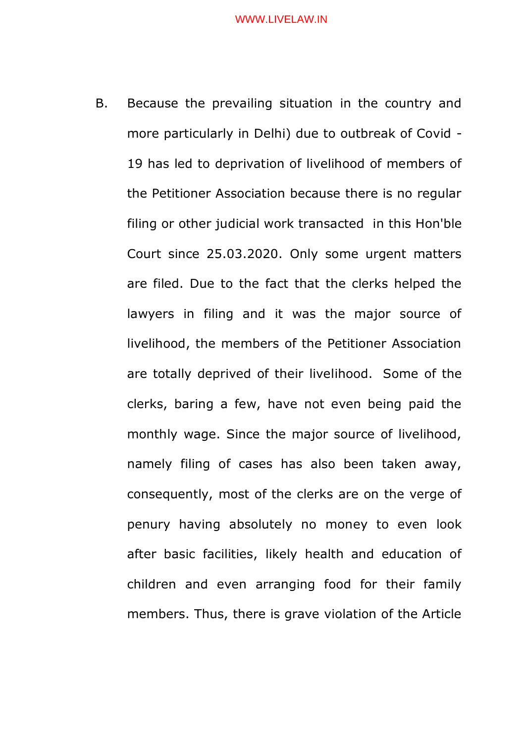B. Because the prevailing situation in the country and more particularly in Delhi) due to outbreak of Covid - 19 has led to deprivation of livelihood of members of the Petitioner Association because there is no regular filing or other judicial work transacted in this Hon'ble Court since 25.03.2020. Only some urgent matters are filed. Due to the fact that the clerks helped the lawyers in filing and it was the major source of livelihood, the members of the Petitioner Association are totally deprived of their livelihood. Some of the clerks, baring a few, have not even being paid the monthly wage. Since the major source of livelihood, namely filing of cases has also been taken away, consequently, most of the clerks are on the verge of penury having absolutely no money to even look after basic facilities, likely health and education of children and even arranging food for their family members. Thus, there is grave violation of the Article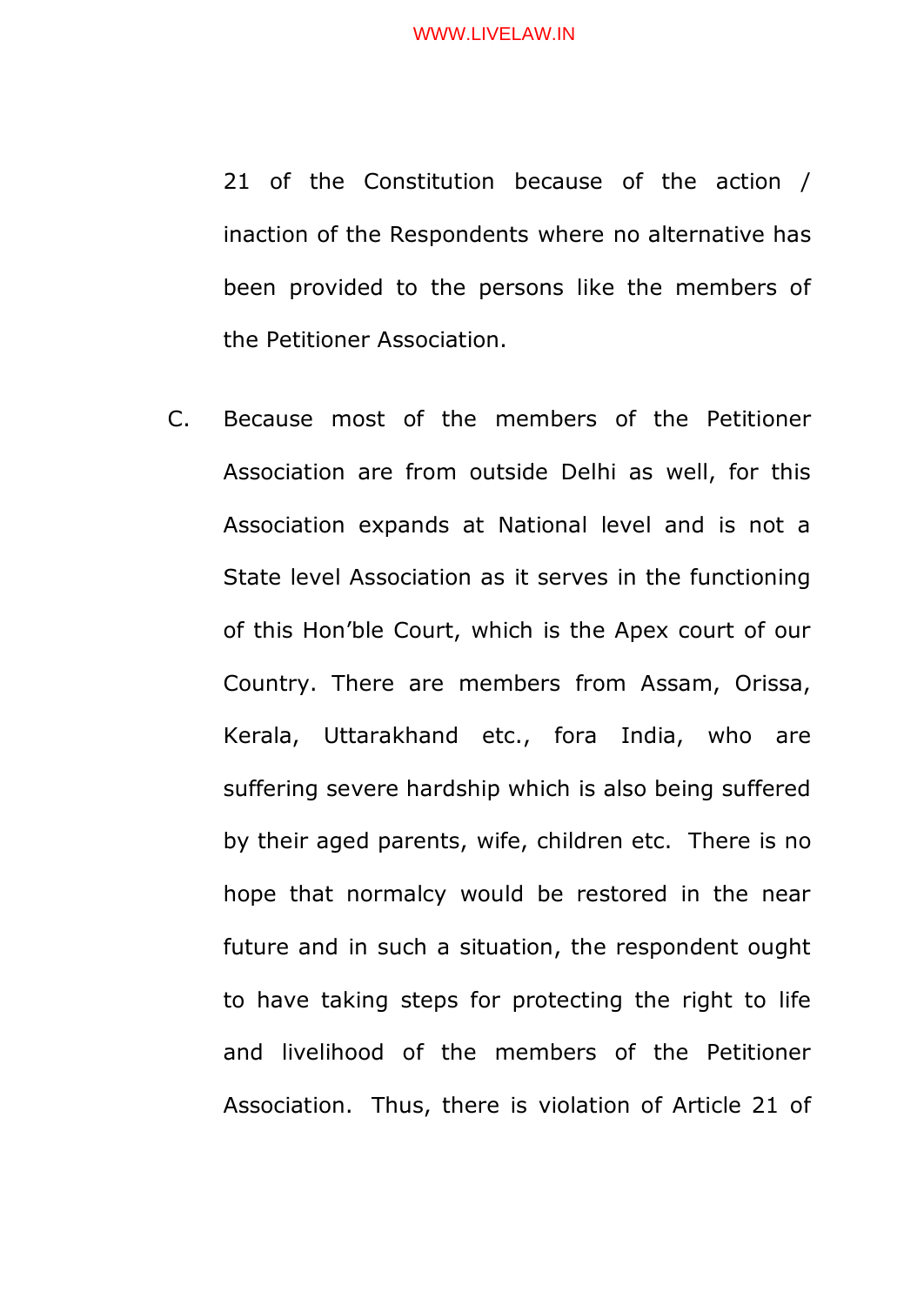21 of the Constitution because of the action / inaction of the Respondents where no alternative has been provided to the persons like the members of the Petitioner Association.

C. Because most of the members of the Petitioner Association are from outside Delhi as well, for this Association expands at National level and is not a State level Association as it serves in the functioning of this Hon'ble Court, which is the Apex court of our Country. There are members from Assam, Orissa, Kerala, Uttarakhand etc., fora India, who are suffering severe hardship which is also being suffered by their aged parents, wife, children etc. There is no hope that normalcy would be restored in the near future and in such a situation, the respondent ought to have taking steps for protecting the right to life and livelihood of the members of the Petitioner Association. Thus, there is violation of Article 21 of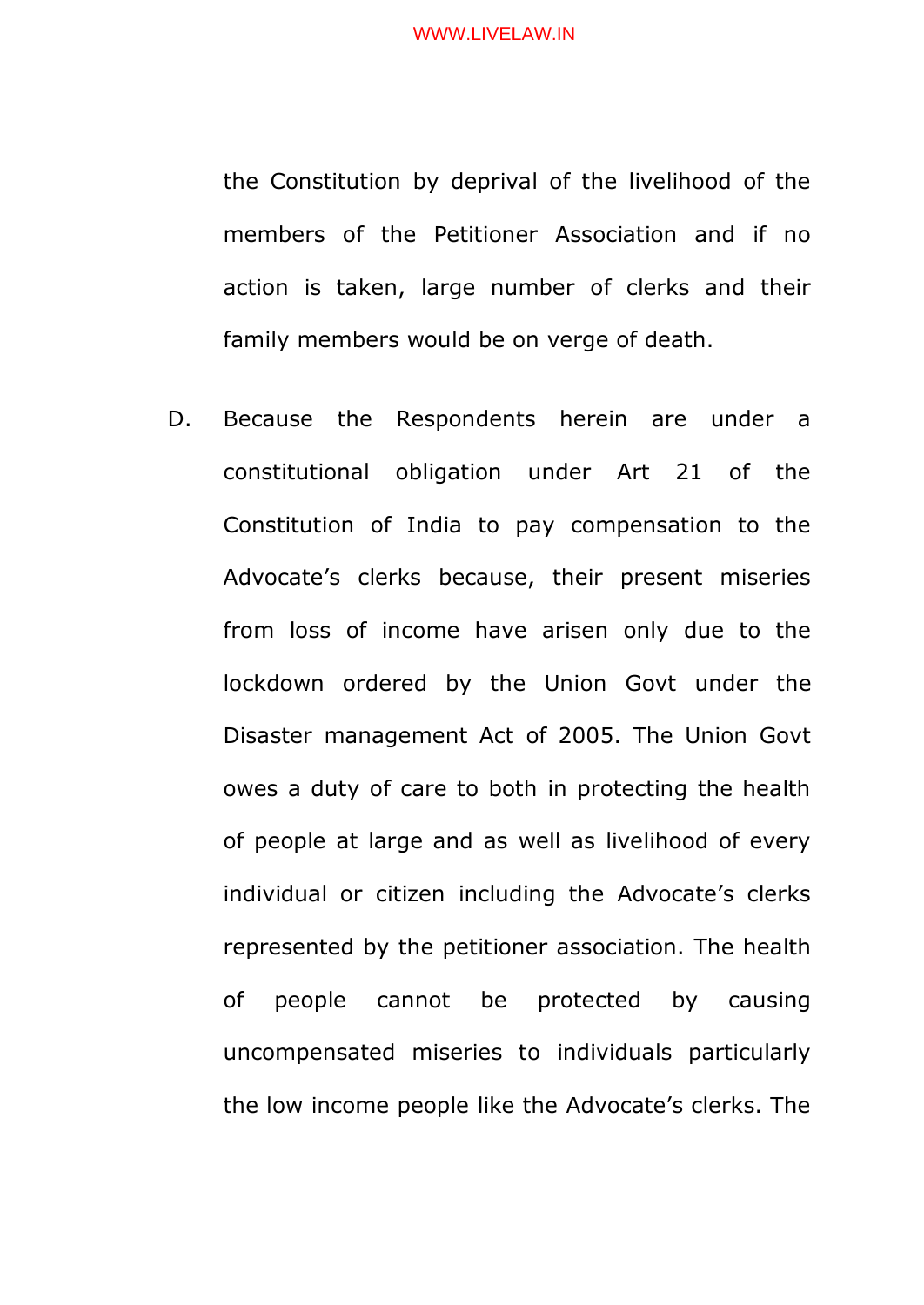the Constitution by deprival of the livelihood of the members of the Petitioner Association and if no action is taken, large number of clerks and their family members would be on verge of death.

D. Because the Respondents herein are under a constitutional obligation under Art 21 of the Constitution of India to pay compensation to the Advocate's clerks because, their present miseries from loss of income have arisen only due to the lockdown ordered by the Union Govt under the Disaster management Act of 2005. The Union Govt owes a duty of care to both in protecting the health of people at large and as well as livelihood of every individual or citizen including the Advocate's clerks represented by the petitioner association. The health of people cannot be protected by causing uncompensated miseries to individuals particularly the low income people like the Advocate's clerks. The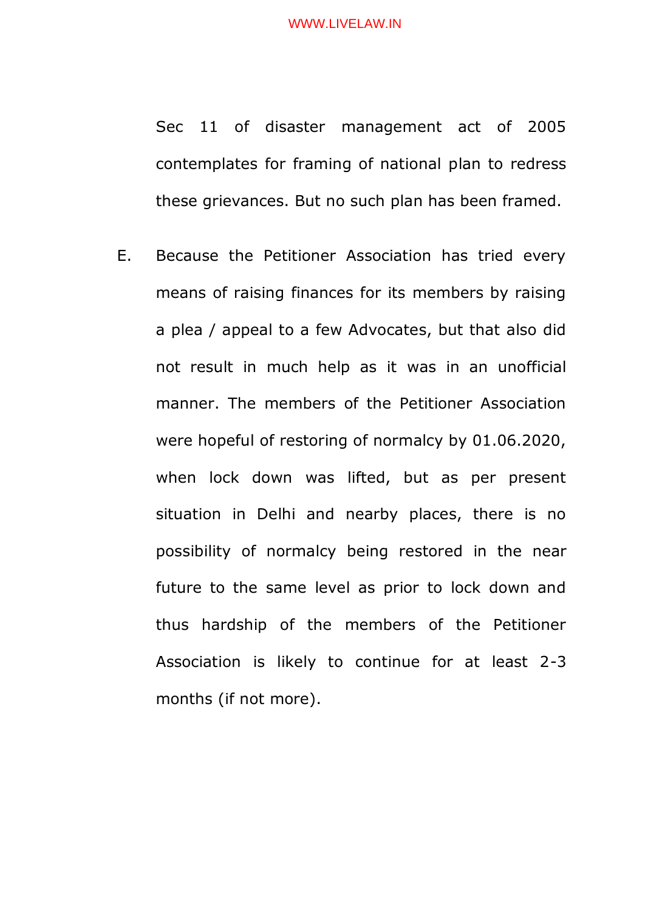Sec 11 of disaster management act of 2005 contemplates for framing of national plan to redress these grievances. But no such plan has been framed.

E. Because the Petitioner Association has tried every means of raising finances for its members by raising a plea / appeal to a few Advocates, but that also did not result in much help as it was in an unofficial manner. The members of the Petitioner Association were hopeful of restoring of normalcy by 01.06.2020, when lock down was lifted, but as per present situation in Delhi and nearby places, there is no possibility of normalcy being restored in the near future to the same level as prior to lock down and thus hardship of the members of the Petitioner Association is likely to continue for at least 2-3 months (if not more).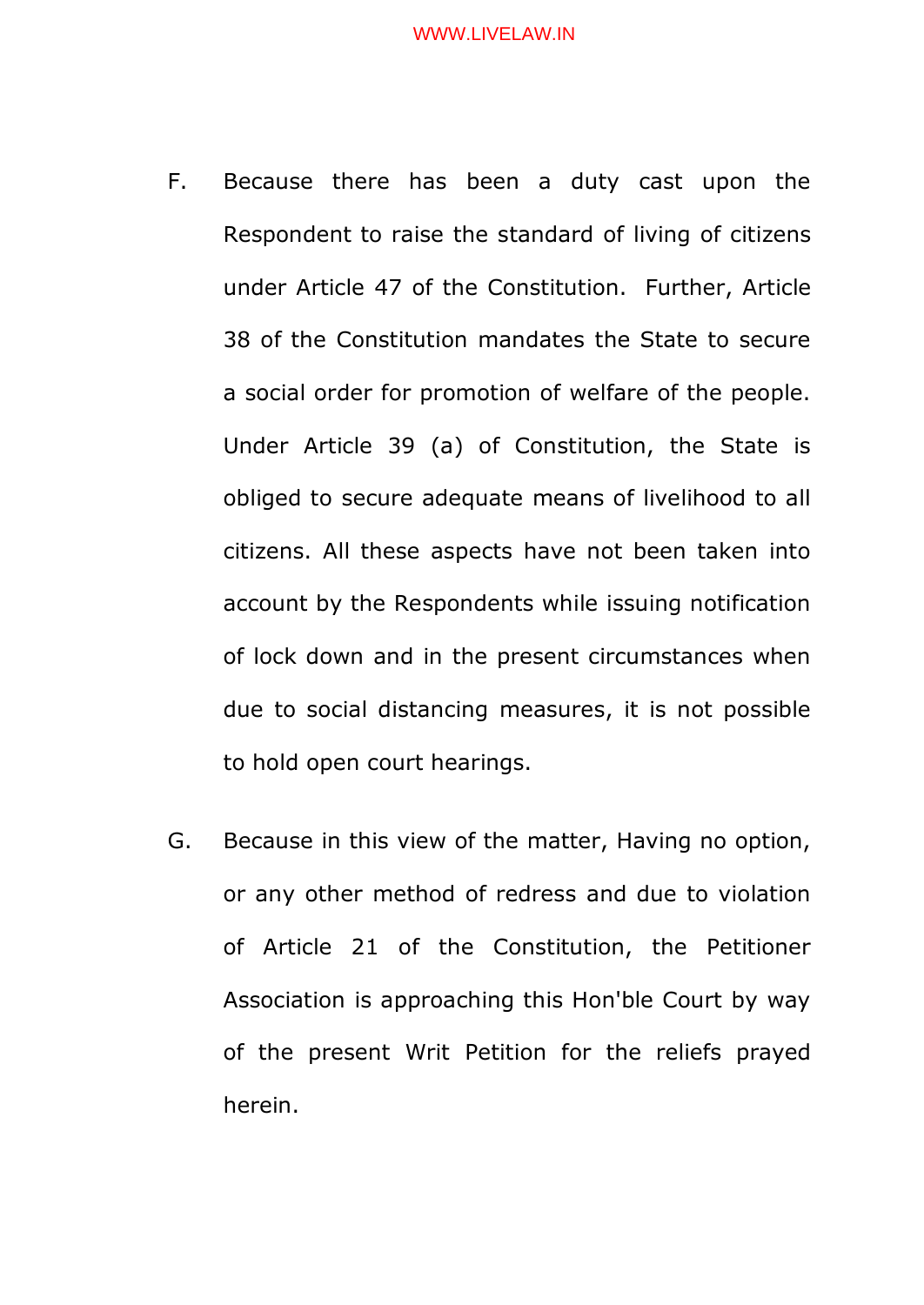F. Because there has been a duty cast upon the Respondent to raise the standard of living of citizens under Article 47 of the Constitution. Further, Article 38 of the Constitution mandates the State to secure a social order for promotion of welfare of the people. Under Article 39 (a) of Constitution, the State is obliged to secure adequate means of livelihood to all citizens. All these aspects have not been taken into account by the Respondents while issuing notification of lock down and in the present circumstances when due to social distancing measures, it is not possible to hold open court hearings.

G. Because in this view of the matter, Having no option, or any other method of redress and due to violation of Article 21 of the Constitution, the Petitioner Association is approaching this Hon'ble Court by way of the present Writ Petition for the reliefs prayed herein.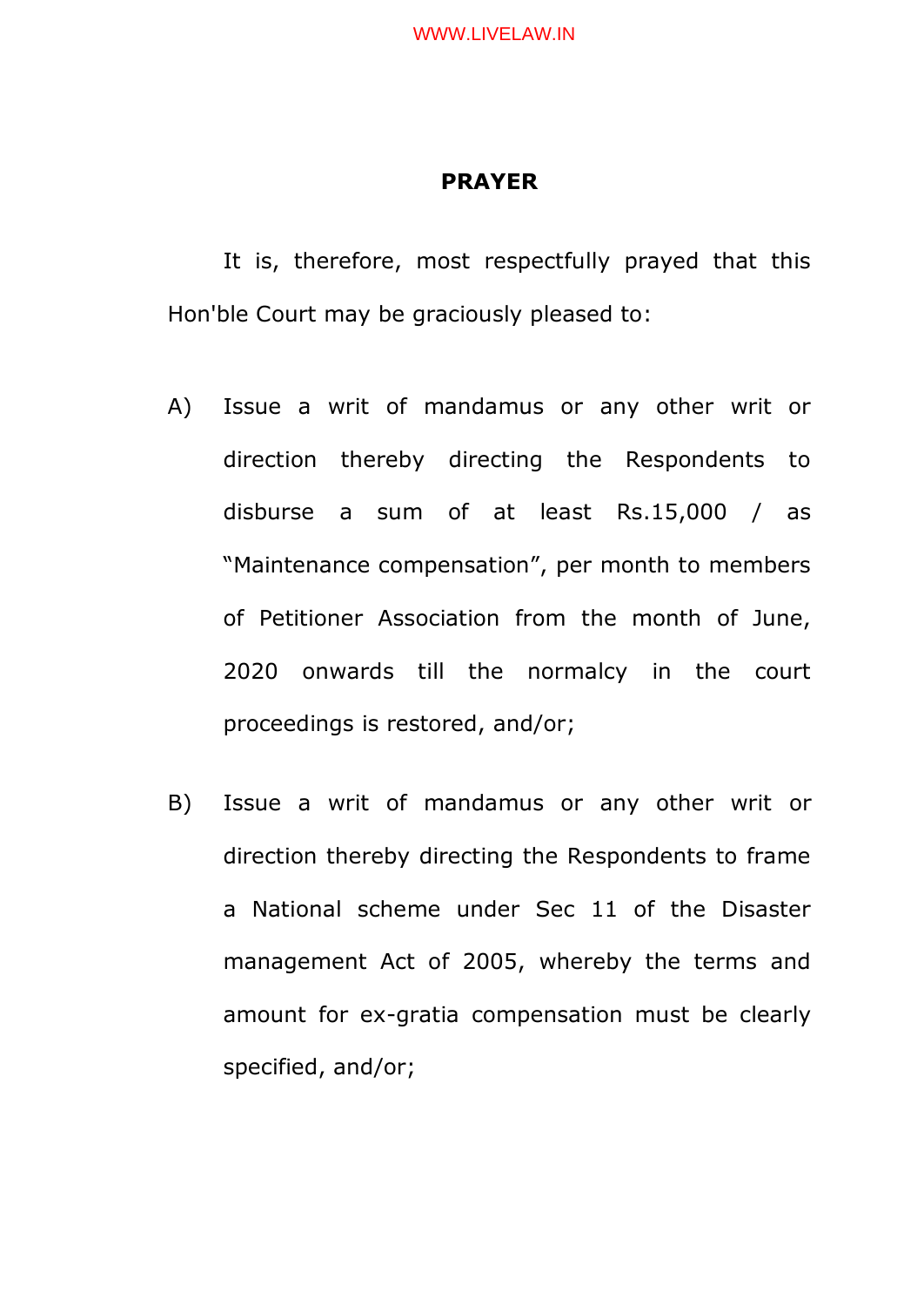## PRAYER

It is, therefore, most respectfully prayed that this Hon'ble Court may be graciously pleased to:

A) Issue a writ of mandamus or any other writ or direction thereby directing the Respondents to disburse a sum of at least Rs.15,000 / as "Maintenance compensation", per month to members of Petitioner Association from the month of June, 2020 onwards till the normalcy in the court proceedings is restored, and/or;

B) Issue a writ of mandamus or any other writ or direction thereby directing the Respondents to frame a National scheme under Sec 11 of the Disaster management Act of 2005, whereby the terms and amount for ex-gratia compensation must be clearly specified, and/or;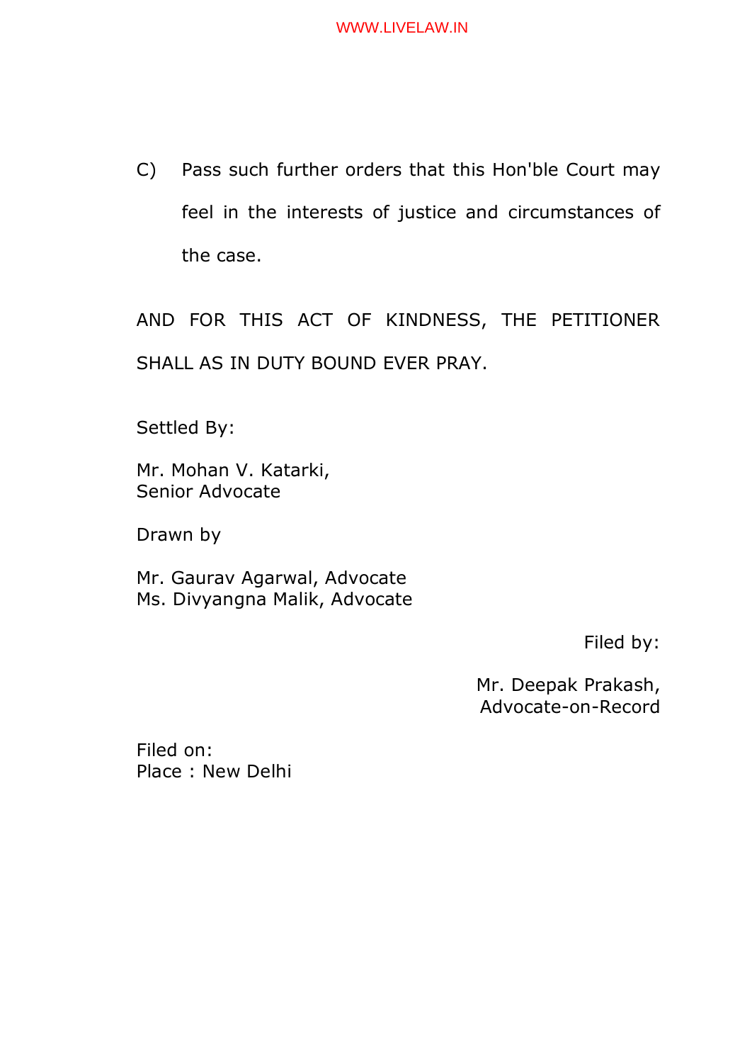C) Pass such further orders that this Hon'ble Court may feel in the interests of justice and circumstances of the case.

AND FOR THIS ACT OF KINDNESS, THE PETITIONER SHALL AS IN DUTY BOUND EVER PRAY.

Settled By:

Mr. Mohan V. Katarki,
Senior Advocate

Drawn by

Mr. Gaurav Agarwal, Advocate
Ms. Divyangna Malik, Advocate

Filed by:

Mr. Deepak Prakash,
Advocate-on-Record

Filed on:
Place : New Delhi